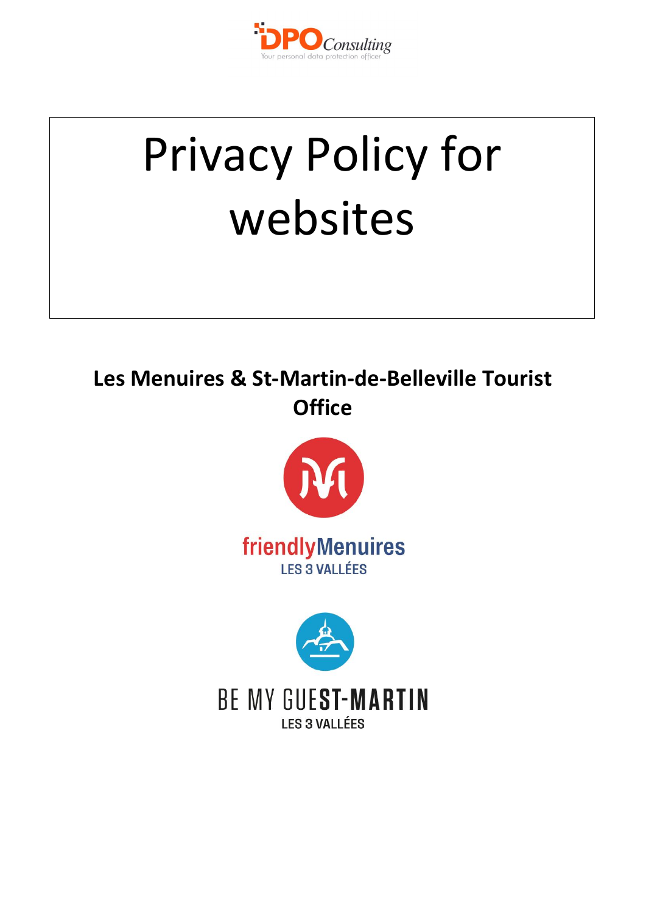DPO Consulting
Your personal data protection officer

# Privacy Policy for websites

## Les Menuires & St-Martin-de-Belleville Tourist Office

friendlyMenuires
LES 3 VALLÉES

BE MY GUEST-MARTIN
LES 3 VALLÉES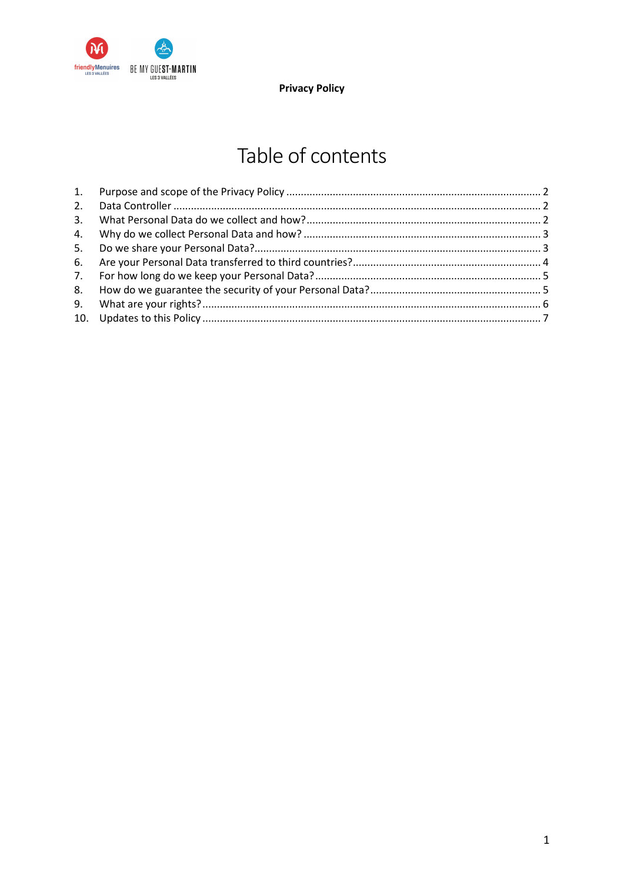**Privacy Policy**

# Table of contents

1. Purpose and scope of the Privacy Policy ....................................................................................... 2
2. Data Controller ............................................................................................................................. 2
3. What Personal Data do we collect and how? ................................................................................ 2
4. Why do we collect Personal Data and how? ................................................................................. 3
5. Do we share your Personal Data? ................................................................................................. 3
6. Are your Personal Data transferred to third countries? ................................................................ 4
7. For how long do we keep your Personal Data? ............................................................................. 5
8. How do we guarantee the security of your Personal Data? ........................................................... 5
9. What are your rights? ................................................................................................................... 6
10. Updates to this Policy .................................................................................................................... 7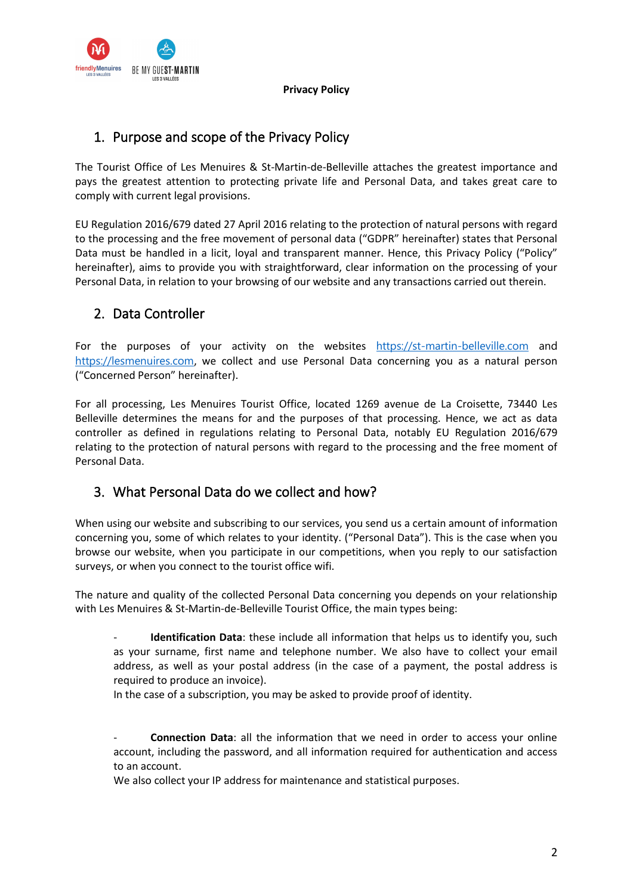**Privacy Policy**

## 1. Purpose and scope of the Privacy Policy

The Tourist Office of Les Menuires & St-Martin-de-Belleville attaches the greatest importance and pays the greatest attention to protecting private life and Personal Data, and takes great care to comply with current legal provisions.

EU Regulation 2016/679 dated 27 April 2016 relating to the protection of natural persons with regard to the processing and the free movement of personal data ("GDPR" hereinafter) states that Personal Data must be handled in a licit, loyal and transparent manner. Hence, this Privacy Policy ("Policy" hereinafter), aims to provide you with straightforward, clear information on the processing of your Personal Data, in relation to your browsing of our website and any transactions carried out therein.

## 2. Data Controller

For the purposes of your activity on the websites https://st-martin-belleville.com and https://lesmenuires.com, we collect and use Personal Data concerning you as a natural person ("Concerned Person" hereinafter).

For all processing, Les Menuires Tourist Office, located 1269 avenue de La Croisette, 73440 Les Belleville determines the means for and the purposes of that processing. Hence, we act as data controller as defined in regulations relating to Personal Data, notably EU Regulation 2016/679 relating to the protection of natural persons with regard to the processing and the free moment of Personal Data.

## 3. What Personal Data do we collect and how?

When using our website and subscribing to our services, you send us a certain amount of information concerning you, some of which relates to your identity. ("Personal Data"). This is the case when you browse our website, when you participate in our competitions, when you reply to our satisfaction surveys, or when you connect to the tourist office wifi.

The nature and quality of the collected Personal Data concerning you depends on your relationship with Les Menuires & St-Martin-de-Belleville Tourist Office, the main types being:

- **Identification Data**: these include all information that helps us to identify you, such as your surname, first name and telephone number. We also have to collect your email address, as well as your postal address (in the case of a payment, the postal address is required to produce an invoice).
  In the case of a subscription, you may be asked to provide proof of identity.

- **Connection Data**: all the information that we need in order to access your online account, including the password, and all information required for authentication and access to an account.
  We also collect your IP address for maintenance and statistical purposes.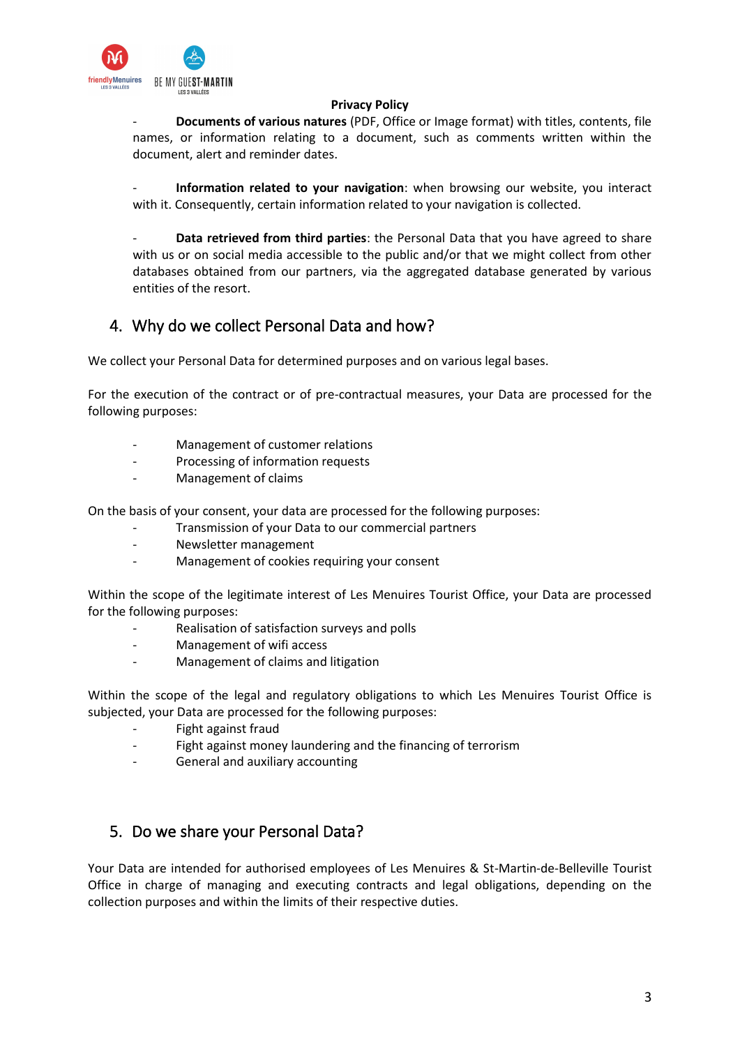- **Documents of various natures** (PDF, Office or Image format) with titles, contents, file names, or information relating to a document, such as comments written within the document, alert and reminder dates.

- **Information related to your navigation**: when browsing our website, you interact with it. Consequently, certain information related to your navigation is collected.

- **Data retrieved from third parties**: the Personal Data that you have agreed to share with us or on social media accessible to the public and/or that we might collect from other databases obtained from our partners, via the aggregated database generated by various entities of the resort.

## 4. Why do we collect Personal Data and how?

We collect your Personal Data for determined purposes and on various legal bases.

For the execution of the contract or of pre-contractual measures, your Data are processed for the following purposes:

- Management of customer relations
- Processing of information requests
- Management of claims

On the basis of your consent, your data are processed for the following purposes:

- Transmission of your Data to our commercial partners
- Newsletter management
- Management of cookies requiring your consent

Within the scope of the legitimate interest of Les Menuires Tourist Office, your Data are processed for the following purposes:

- Realisation of satisfaction surveys and polls
- Management of wifi access
- Management of claims and litigation

Within the scope of the legal and regulatory obligations to which Les Menuires Tourist Office is subjected, your Data are processed for the following purposes:

- Fight against fraud
- Fight against money laundering and the financing of terrorism
- General and auxiliary accounting

## 5. Do we share your Personal Data?

Your Data are intended for authorised employees of Les Menuires & St-Martin-de-Belleville Tourist Office in charge of managing and executing contracts and legal obligations, depending on the collection purposes and within the limits of their respective duties.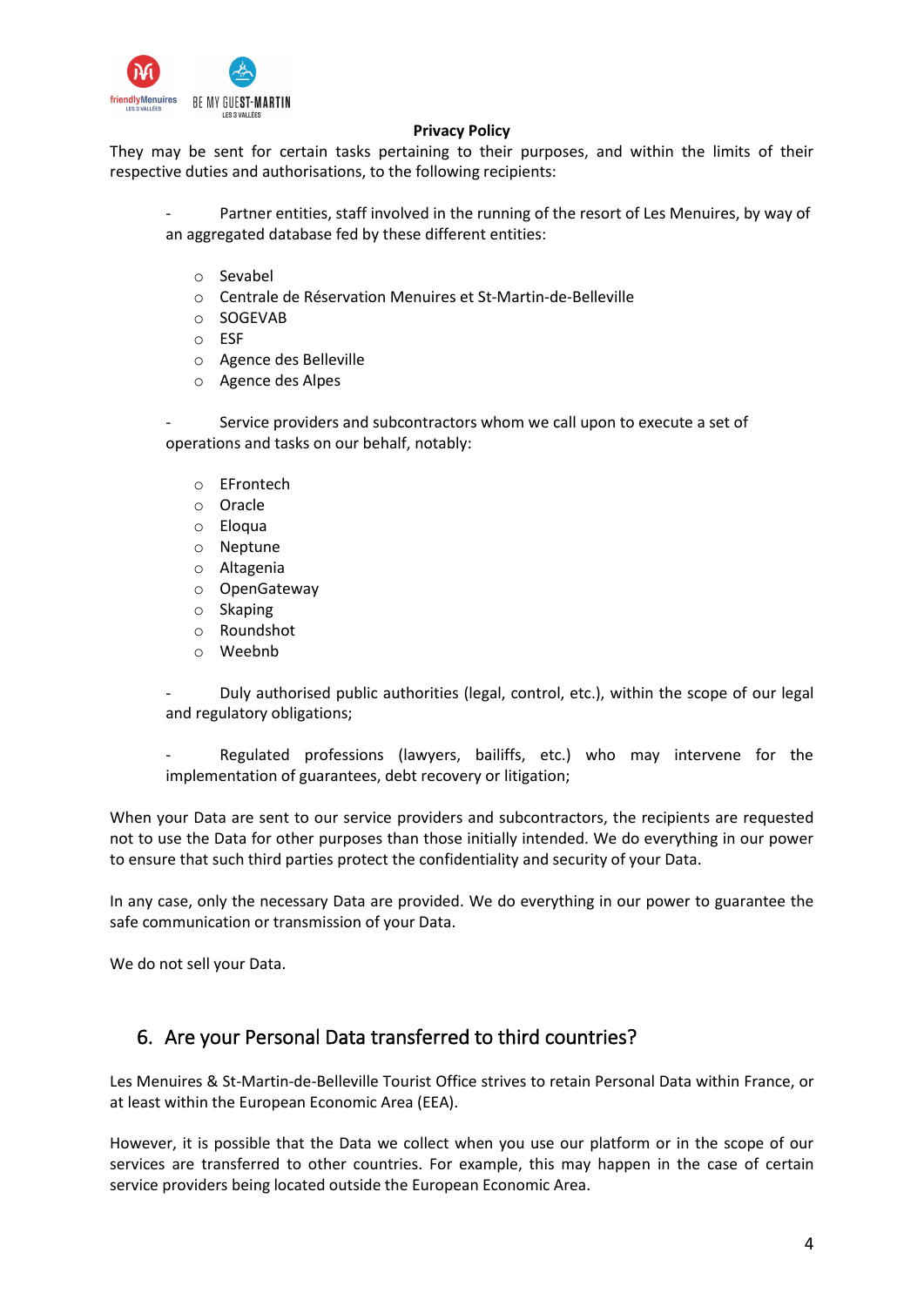They may be sent for certain tasks pertaining to their purposes, and within the limits of their respective duties and authorisations, to the following recipients:

- Partner entities, staff involved in the running of the resort of Les Menuires, by way of an aggregated database fed by these different entities:
  - Sevabel
  - Centrale de Réservation Menuires et St-Martin-de-Belleville
  - SOGEVAB
  - ESF
  - Agence des Belleville
  - Agence des Alpes

- Service providers and subcontractors whom we call upon to execute a set of operations and tasks on our behalf, notably:
  - EFrontech
  - Oracle
  - Eloqua
  - Neptune
  - Altagenia
  - OpenGateway
  - Skaping
  - Roundshot
  - Weebnb

- Duly authorised public authorities (legal, control, etc.), within the scope of our legal and regulatory obligations;

- Regulated professions (lawyers, bailiffs, etc.) who may intervene for the implementation of guarantees, debt recovery or litigation;

When your Data are sent to our service providers and subcontractors, the recipients are requested not to use the Data for other purposes than those initially intended. We do everything in our power to ensure that such third parties protect the confidentiality and security of your Data.

In any case, only the necessary Data are provided. We do everything in our power to guarantee the safe communication or transmission of your Data.

We do not sell your Data.

## 6. Are your Personal Data transferred to third countries?

Les Menuires & St-Martin-de-Belleville Tourist Office strives to retain Personal Data within France, or at least within the European Economic Area (EEA).

However, it is possible that the Data we collect when you use our platform or in the scope of our services are transferred to other countries. For example, this may happen in the case of certain service providers being located outside the European Economic Area.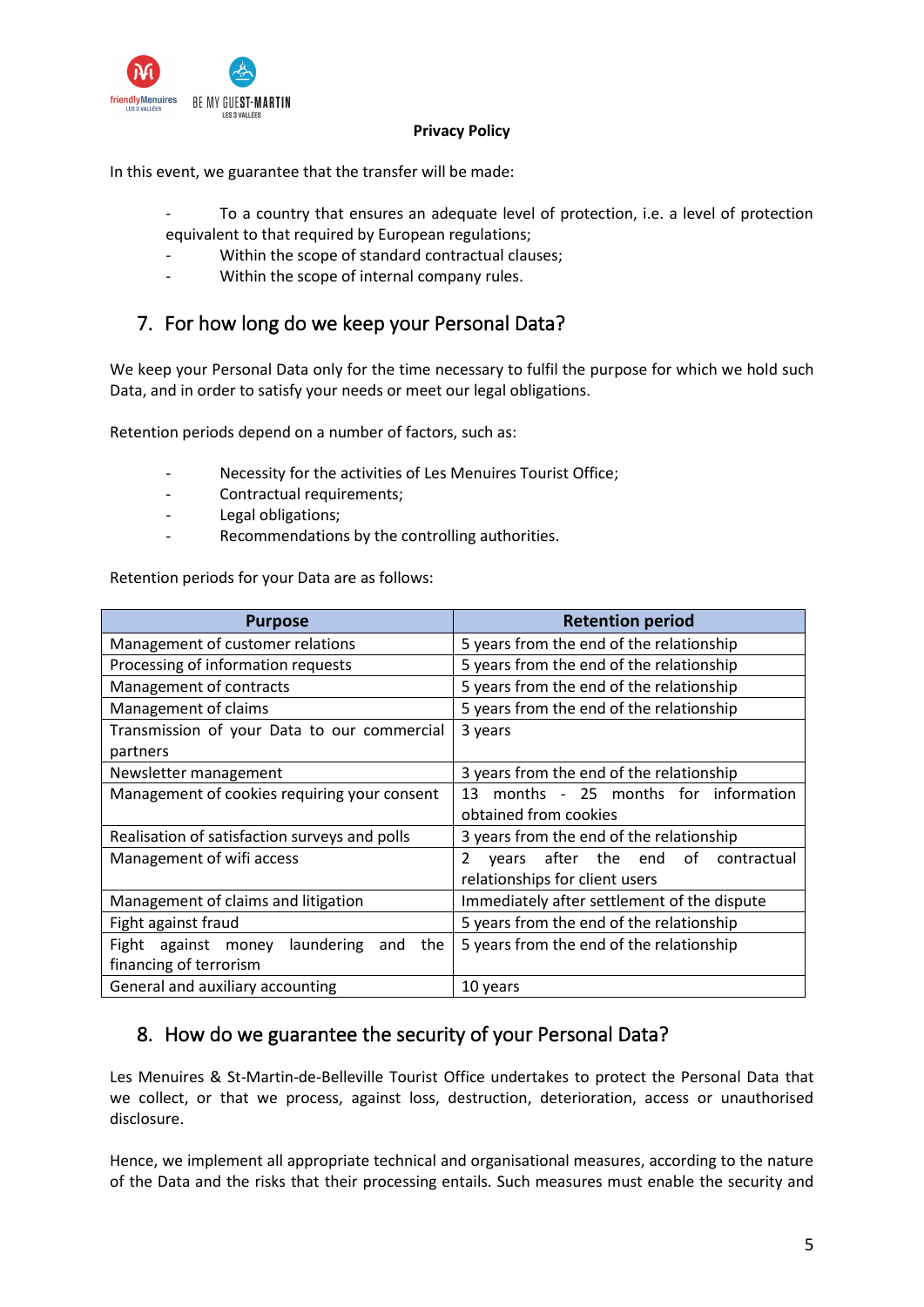In this event, we guarantee that the transfer will be made:

- To a country that ensures an adequate level of protection, i.e. a level of protection equivalent to that required by European regulations;
- Within the scope of standard contractual clauses;
- Within the scope of internal company rules.

## 7. For how long do we keep your Personal Data?

We keep your Personal Data only for the time necessary to fulfil the purpose for which we hold such Data, and in order to satisfy your needs or meet our legal obligations.

Retention periods depend on a number of factors, such as:

- Necessity for the activities of Les Menuires Tourist Office;
- Contractual requirements;
- Legal obligations;
- Recommendations by the controlling authorities.

Retention periods for your Data are as follows:

| Purpose | Retention period |
|---|---|
| Management of customer relations | 5 years from the end of the relationship |
| Processing of information requests | 5 years from the end of the relationship |
| Management of contracts | 5 years from the end of the relationship |
| Management of claims | 5 years from the end of the relationship |
| Transmission of your Data to our commercial partners | 3 years |
| Newsletter management | 3 years from the end of the relationship |
| Management of cookies requiring your consent | 13 months - 25 months for information obtained from cookies |
| Realisation of satisfaction surveys and polls | 3 years from the end of the relationship |
| Management of wifi access | 2 years after the end of contractual relationships for client users |
| Management of claims and litigation | Immediately after settlement of the dispute |
| Fight against fraud | 5 years from the end of the relationship |
| Fight against money laundering and the financing of terrorism | 5 years from the end of the relationship |
| General and auxiliary accounting | 10 years |

## 8. How do we guarantee the security of your Personal Data?

Les Menuires & St-Martin-de-Belleville Tourist Office undertakes to protect the Personal Data that we collect, or that we process, against loss, destruction, deterioration, access or unauthorised disclosure.

Hence, we implement all appropriate technical and organisational measures, according to the nature of the Data and the risks that their processing entails. Such measures must enable the security and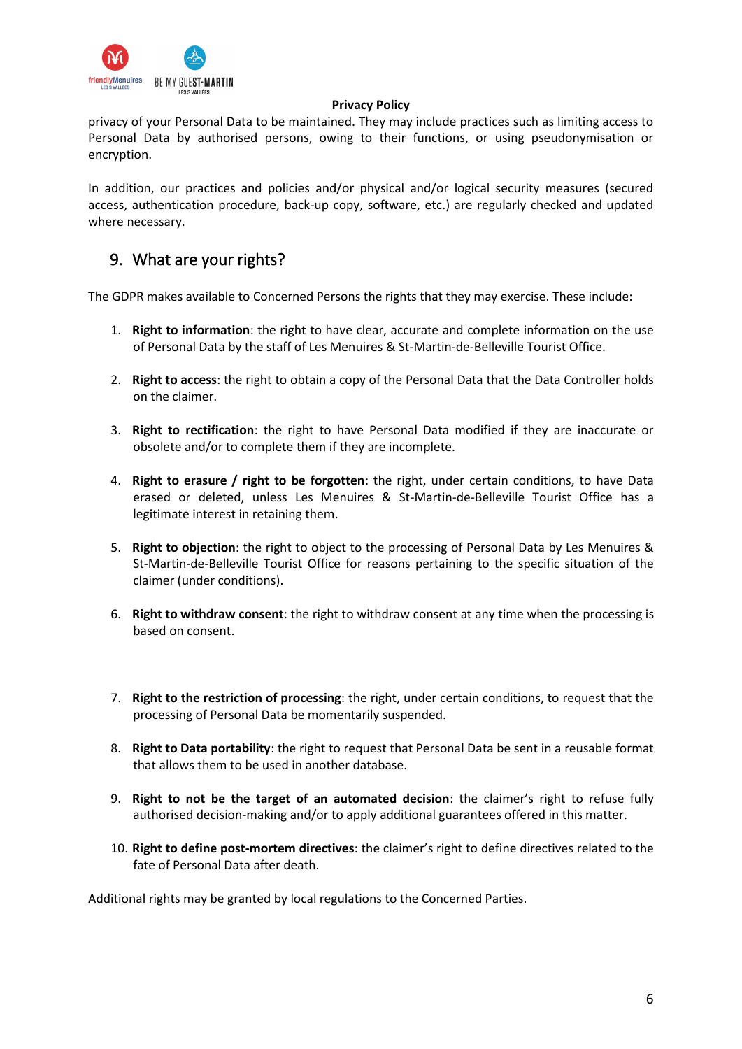privacy of your Personal Data to be maintained. They may include practices such as limiting access to Personal Data by authorised persons, owing to their functions, or using pseudonymisation or encryption.

In addition, our practices and policies and/or physical and/or logical security measures (secured access, authentication procedure, back-up copy, software, etc.) are regularly checked and updated where necessary.

## 9. What are your rights?

The GDPR makes available to Concerned Persons the rights that they may exercise. These include:

1. **Right to information**: the right to have clear, accurate and complete information on the use of Personal Data by the staff of Les Menuires & St-Martin-de-Belleville Tourist Office.

2. **Right to access**: the right to obtain a copy of the Personal Data that the Data Controller holds on the claimer.

3. **Right to rectification**: the right to have Personal Data modified if they are inaccurate or obsolete and/or to complete them if they are incomplete.

4. **Right to erasure / right to be forgotten**: the right, under certain conditions, to have Data erased or deleted, unless Les Menuires & St-Martin-de-Belleville Tourist Office has a legitimate interest in retaining them.

5. **Right to objection**: the right to object to the processing of Personal Data by Les Menuires & St-Martin-de-Belleville Tourist Office for reasons pertaining to the specific situation of the claimer (under conditions).

6. **Right to withdraw consent**: the right to withdraw consent at any time when the processing is based on consent.

7. **Right to the restriction of processing**: the right, under certain conditions, to request that the processing of Personal Data be momentarily suspended.

8. **Right to Data portability**: the right to request that Personal Data be sent in a reusable format that allows them to be used in another database.

9. **Right to not be the target of an automated decision**: the claimer's right to refuse fully authorised decision-making and/or to apply additional guarantees offered in this matter.

10. **Right to define post-mortem directives**: the claimer's right to define directives related to the fate of Personal Data after death.

Additional rights may be granted by local regulations to the Concerned Parties.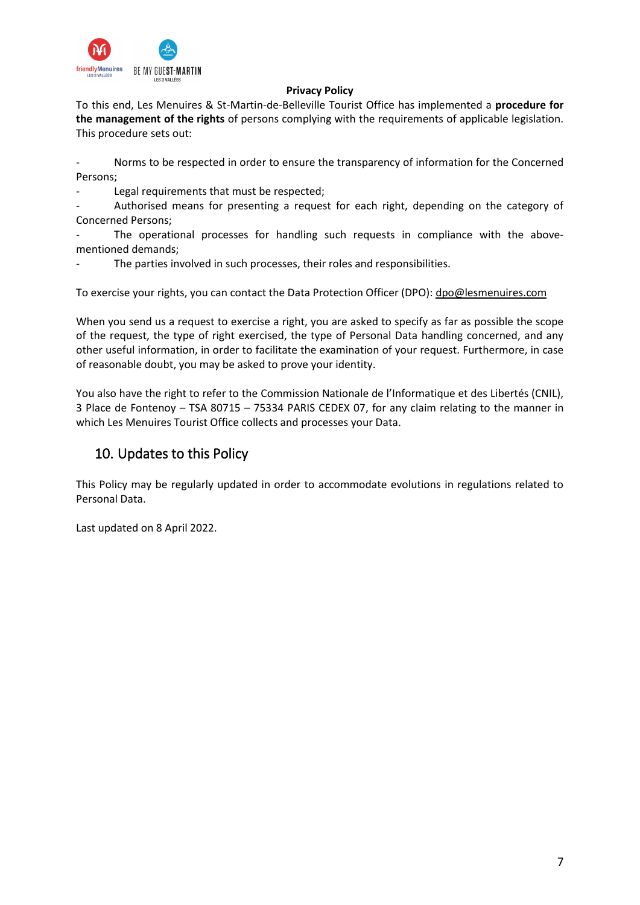**Privacy Policy**

To this end, Les Menuires & St-Martin-de-Belleville Tourist Office has implemented a **procedure for the management of the rights** of persons complying with the requirements of applicable legislation. This procedure sets out:

- Norms to be respected in order to ensure the transparency of information for the Concerned Persons;
- Legal requirements that must be respected;
- Authorised means for presenting a request for each right, depending on the category of Concerned Persons;
- The operational processes for handling such requests in compliance with the above-mentioned demands;
- The parties involved in such processes, their roles and responsibilities.

To exercise your rights, you can contact the Data Protection Officer (DPO): dpo@lesmenuires.com

When you send us a request to exercise a right, you are asked to specify as far as possible the scope of the request, the type of right exercised, the type of Personal Data handling concerned, and any other useful information, in order to facilitate the examination of your request. Furthermore, in case of reasonable doubt, you may be asked to prove your identity.

You also have the right to refer to the Commission Nationale de l'Informatique et des Libertés (CNIL), 3 Place de Fontenoy – TSA 80715 – 75334 PARIS CEDEX 07, for any claim relating to the manner in which Les Menuires Tourist Office collects and processes your Data.

## 10. Updates to this Policy

This Policy may be regularly updated in order to accommodate evolutions in regulations related to Personal Data.

Last updated on 8 April 2022.